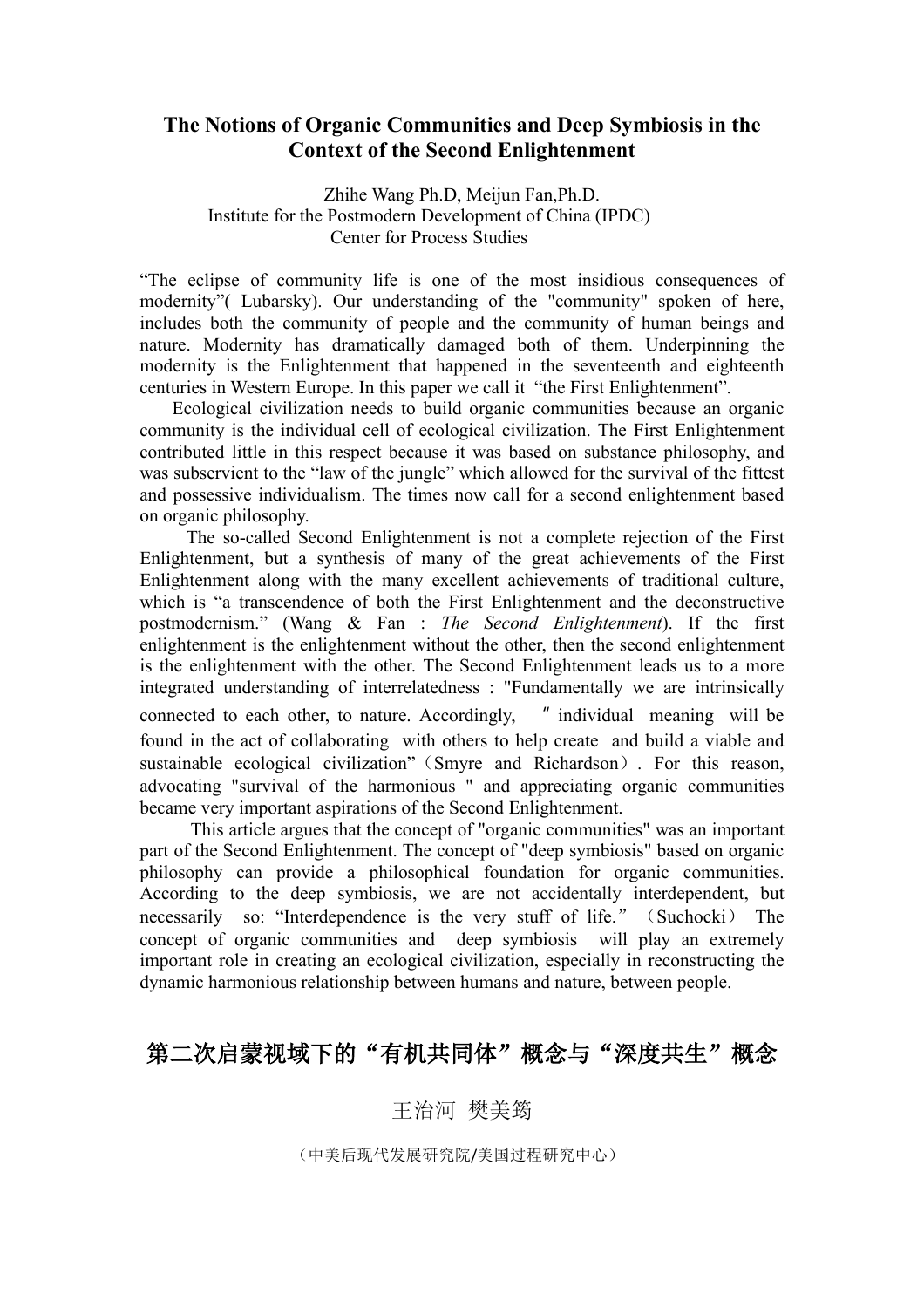# The Notions of Organic Communities and Deep Symbiosis in the Context of the Second Enlightenment

Zhihe Wang Ph.D, Meijun Fan,Ph.D.
Institute for the Postmodern Development of China (IPDC)
Center for Process Studies

“The eclipse of community life is one of the most insidious consequences of modernity”( Lubarsky). Our understanding of the "community" spoken of here, includes both the community of people and the community of human beings and nature. Modernity has dramatically damaged both of them. Underpinning the modernity is the Enlightenment that happened in the seventeenth and eighteenth centuries in Western Europe. In this paper we call it “the First Enlightenment”.

Ecological civilization needs to build organic communities because an organic community is the individual cell of ecological civilization. The First Enlightenment contributed little in this respect because it was based on substance philosophy, and was subservient to the “law of the jungle” which allowed for the survival of the fittest and possessive individualism. The times now call for a second enlightenment based on organic philosophy.

The so-called Second Enlightenment is not a complete rejection of the First Enlightenment, but a synthesis of many of the great achievements of the First Enlightenment along with the many excellent achievements of traditional culture, which is “a transcendence of both the First Enlightenment and the deconstructive postmodernism.” (Wang & Fan : *The Second Enlightenment*). If the first enlightenment is the enlightenment without the other, then the second enlightenment is the enlightenment with the other. The Second Enlightenment leads us to a more integrated understanding of interrelatedness : "Fundamentally we are intrinsically connected to each other, to nature. Accordingly, ”individual meaning will be found in the act of collaborating with others to help create and build a viable and sustainable ecological civilization”（Smyre and Richardson）. For this reason, advocating "survival of the harmonious " and appreciating organic communities became very important aspirations of the Second Enlightenment.

This article argues that the concept of "organic communities" was an important part of the Second Enlightenment. The concept of "deep symbiosis" based on organic philosophy can provide a philosophical foundation for organic communities. According to the deep symbiosis, we are not accidentally interdependent, but necessarily so: “Interdependence is the very stuff of life.”（Suchocki） The concept of organic communities and deep symbiosis will play an extremely important role in creating an ecological civilization, especially in reconstructing the dynamic harmonious relationship between humans and nature, between people.

# 第二次启蒙视域下的“有机共同体”概念与“深度共生”概念

王治河 樊美筠

（中美后现代发展研究院/美国过程研究中心）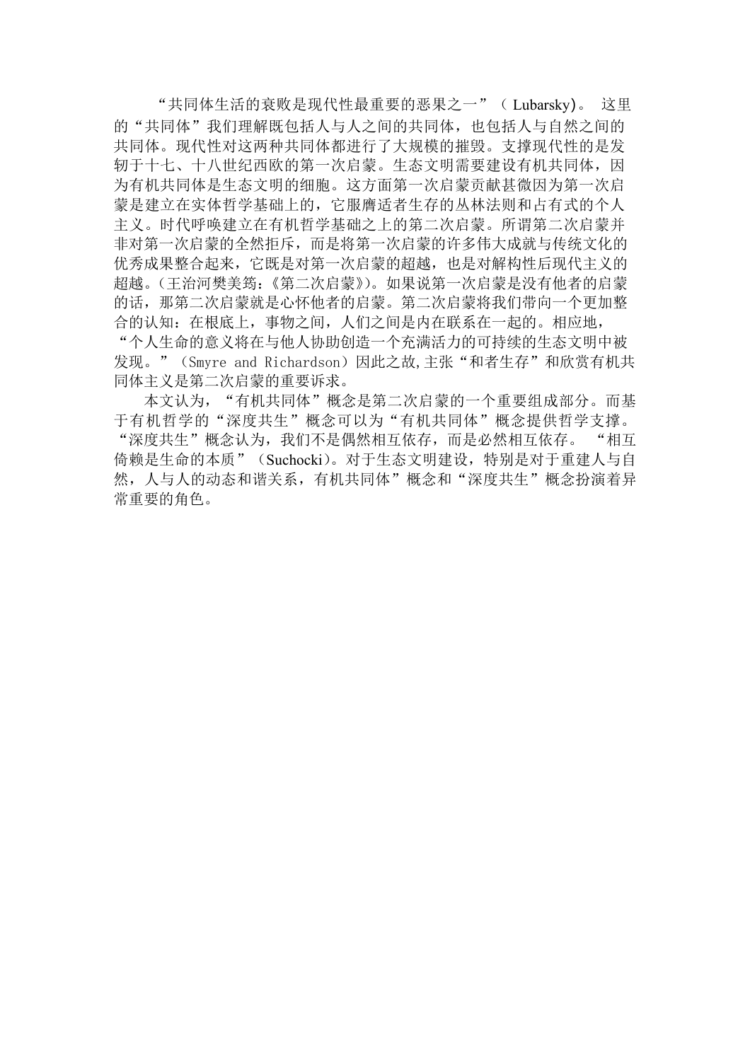"共同体生活的衰败是现代性最重要的恶果之一"（ Lubarsky）。 这里的"共同体"我们理解既包括人与人之间的共同体，也包括人与自然之间的共同体。现代性对这两种共同体都进行了大规模的摧毁。支撑现代性的是发轫于十七、十八世纪西欧的第一次启蒙。生态文明需要建设有机共同体，因为有机共同体是生态文明的细胞。这方面第一次启蒙贡献甚微因为第一次启蒙是建立在实体哲学基础上的，它服膺适者生存的丛林法则和占有式的个人主义。时代呼唤建立在有机哲学基础之上的第二次启蒙。所谓第二次启蒙并非对第一次启蒙的全然拒斥，而是将第一次启蒙的许多伟大成就与传统文化的优秀成果整合起来，它既是对第一次启蒙的超越，也是对解构性后现代主义的超越。(王治河樊美筠：《第二次启蒙》)。如果说第一次启蒙是没有他者的启蒙的话，那第二次启蒙就是心怀他者的启蒙。第二次启蒙将我们带向一个更加整合的认知：在根底上，事物之间，人们之间是内在联系在一起的。相应地，"个人生命的意义将在与他人协助创造一个充满活力的可持续的生态文明中被发现。"（Smyre and Richardson）因此之故,主张"和者生存"和欣赏有机共同体主义是第二次启蒙的重要诉求。

本文认为，"有机共同体"概念是第二次启蒙的一个重要组成部分。而基于有机哲学的"深度共生"概念可以为"有机共同体"概念提供哲学支撑。"深度共生"概念认为，我们不是偶然相互依存，而是必然相互依存。 "相互倚赖是生命的本质"（Suchocki)。对于生态文明建设，特别是对于重建人与自然，人与人的动态和谐关系，有机共同体"概念和"深度共生"概念扮演着异常重要的角色。